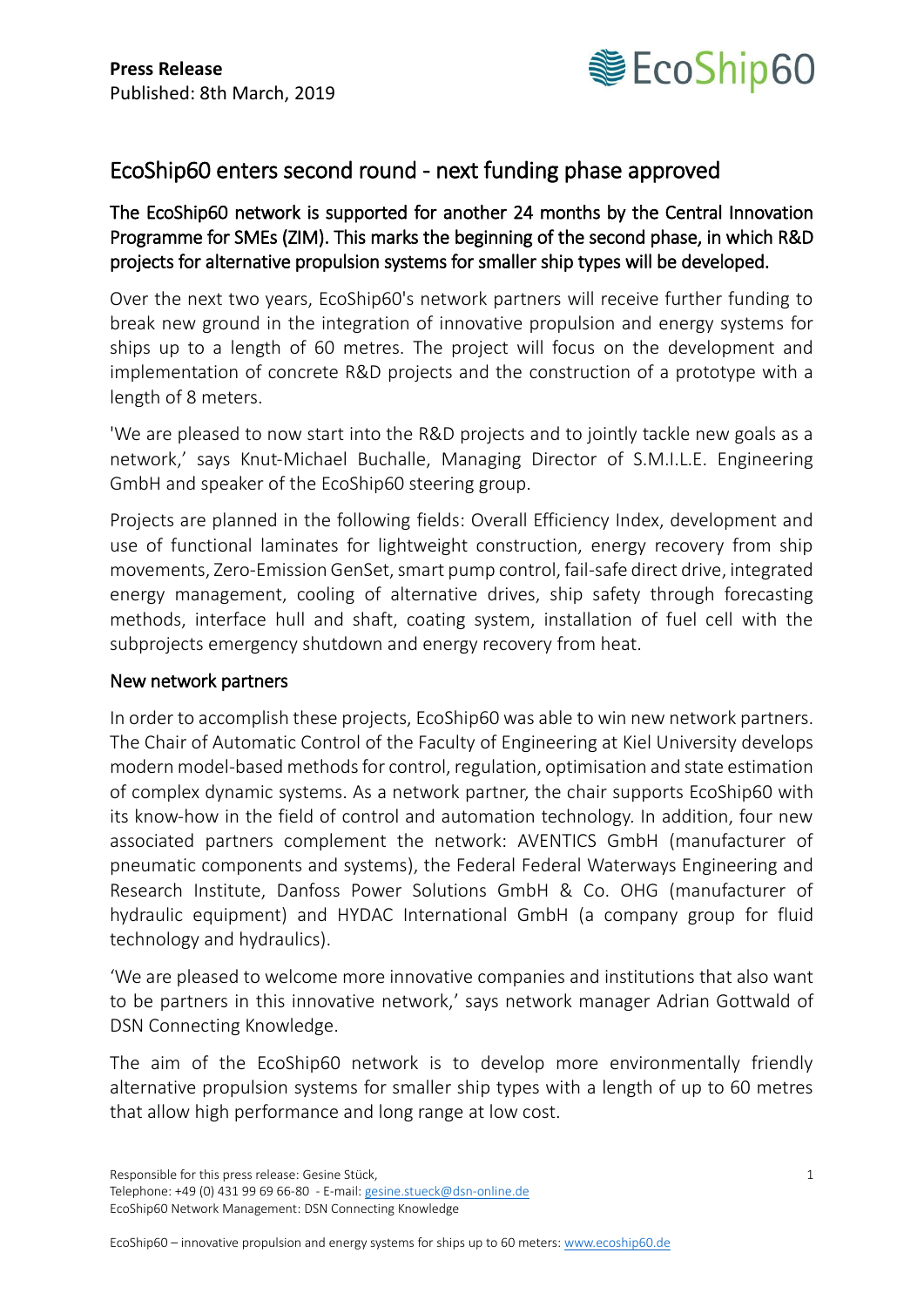**Press Release**
Published: 8th March, 2019

# EcoShip60 enters second round - next funding phase approved

**The EcoShip60 network is supported for another 24 months by the Central Innovation Programme for SMEs (ZIM). This marks the beginning of the second phase, in which R&D projects for alternative propulsion systems for smaller ship types will be developed.**

Over the next two years, EcoShip60's network partners will receive further funding to break new ground in the integration of innovative propulsion and energy systems for ships up to a length of 60 metres. The project will focus on the development and implementation of concrete R&D projects and the construction of a prototype with a length of 8 meters.

'We are pleased to now start into the R&D projects and to jointly tackle new goals as a network,' says Knut-Michael Buchalle, Managing Director of S.M.I.L.E. Engineering GmbH and speaker of the EcoShip60 steering group.

Projects are planned in the following fields: Overall Efficiency Index, development and use of functional laminates for lightweight construction, energy recovery from ship movements, Zero-Emission GenSet, smart pump control, fail-safe direct drive, integrated energy management, cooling of alternative drives, ship safety through forecasting methods, interface hull and shaft, coating system, installation of fuel cell with the subprojects emergency shutdown and energy recovery from heat.

## New network partners

In order to accomplish these projects, EcoShip60 was able to win new network partners. The Chair of Automatic Control of the Faculty of Engineering at Kiel University develops modern model-based methods for control, regulation, optimisation and state estimation of complex dynamic systems. As a network partner, the chair supports EcoShip60 with its know-how in the field of control and automation technology. In addition, four new associated partners complement the network: AVENTICS GmbH (manufacturer of pneumatic components and systems), the Federal Federal Waterways Engineering and Research Institute, Danfoss Power Solutions GmbH & Co. OHG (manufacturer of hydraulic equipment) and HYDAC International GmbH (a company group for fluid technology and hydraulics).

'We are pleased to welcome more innovative companies and institutions that also want to be partners in this innovative network,' says network manager Adrian Gottwald of DSN Connecting Knowledge.

The aim of the EcoShip60 network is to develop more environmentally friendly alternative propulsion systems for smaller ship types with a length of up to 60 metres that allow high performance and long range at low cost.

Responsible for this press release: Gesine Stück,
Telephone: +49 (0) 431 99 69 66-80 - E-mail: gesine.stueck@dsn-online.de
EcoShip60 Network Management: DSN Connecting Knowledge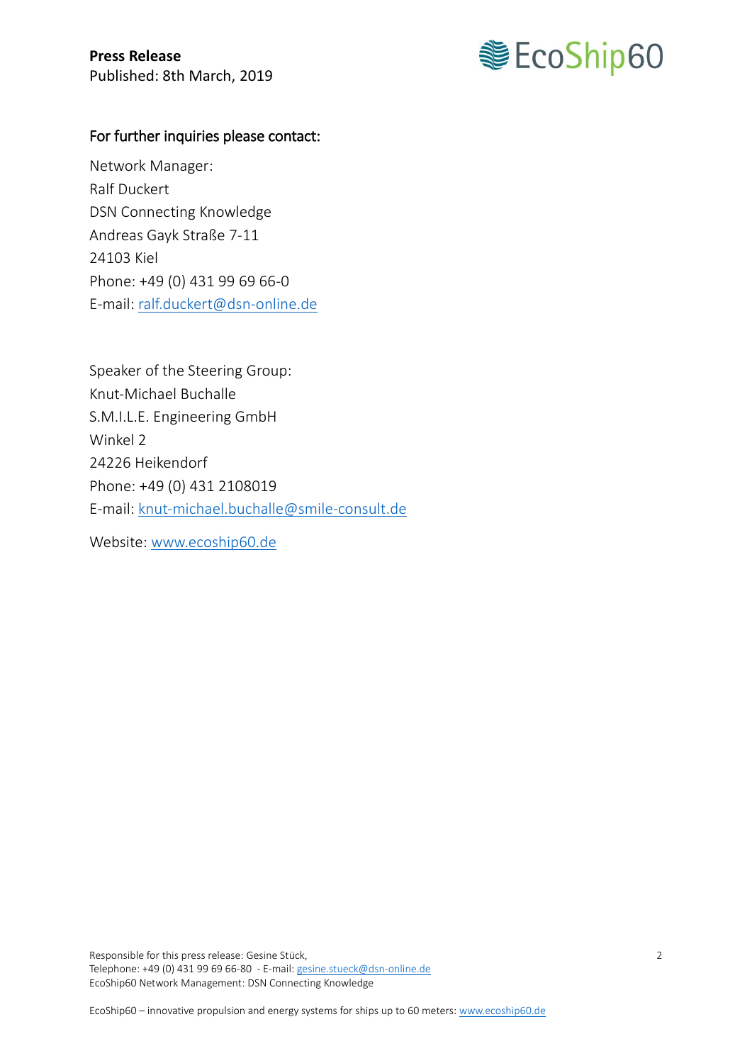**Press Release**
Published: 8th March, 2019

For further inquiries please contact:

Network Manager:
Ralf Duckert
DSN Connecting Knowledge
Andreas Gayk Straße 7-11
24103 Kiel
Phone: +49 (0) 431 99 69 66-0
E-mail: ralf.duckert@dsn-online.de

Speaker of the Steering Group:
Knut-Michael Buchalle
S.M.I.L.E. Engineering GmbH
Winkel 2
24226 Heikendorf
Phone: +49 (0) 431 2108019
E-mail: knut-michael.buchalle@smile-consult.de

Website: www.ecoship60.de

Responsible for this press release: Gesine Stück,
Telephone: +49 (0) 431 99 69 66-80 - E-mail: gesine.stueck@dsn-online.de
EcoShip60 Network Management: DSN Connecting Knowledge

EcoShip60 – innovative propulsion and energy systems for ships up to 60 meters: www.ecoship60.de